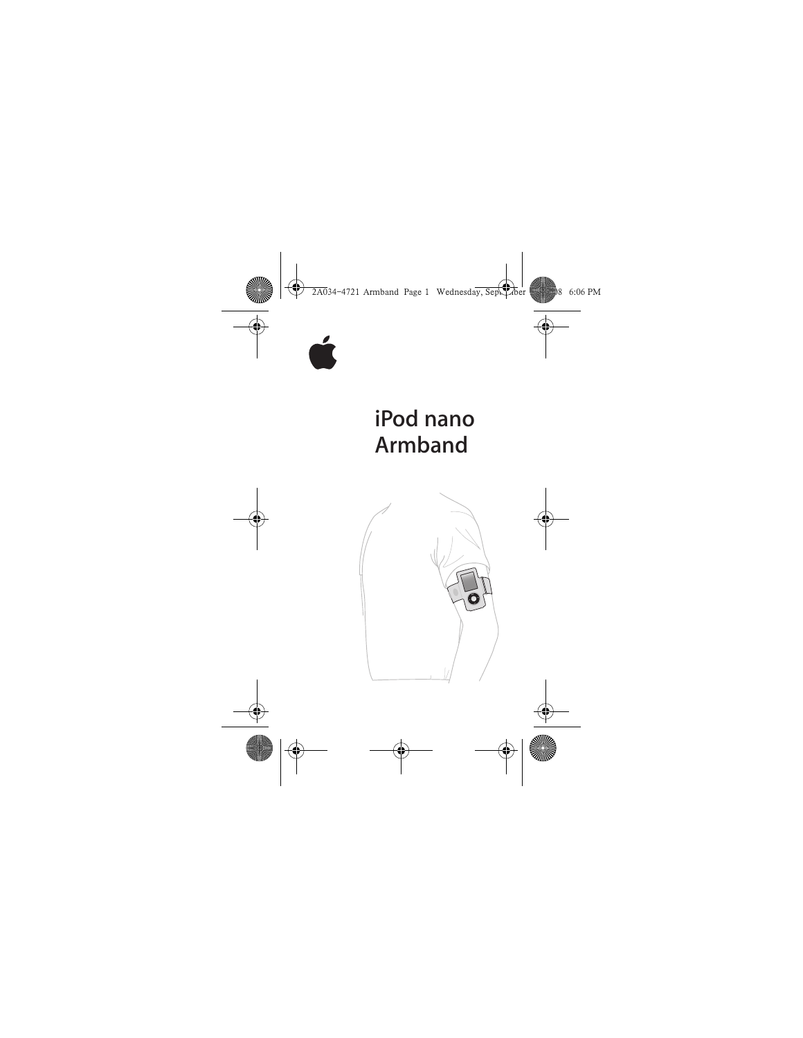# iPod nano Armband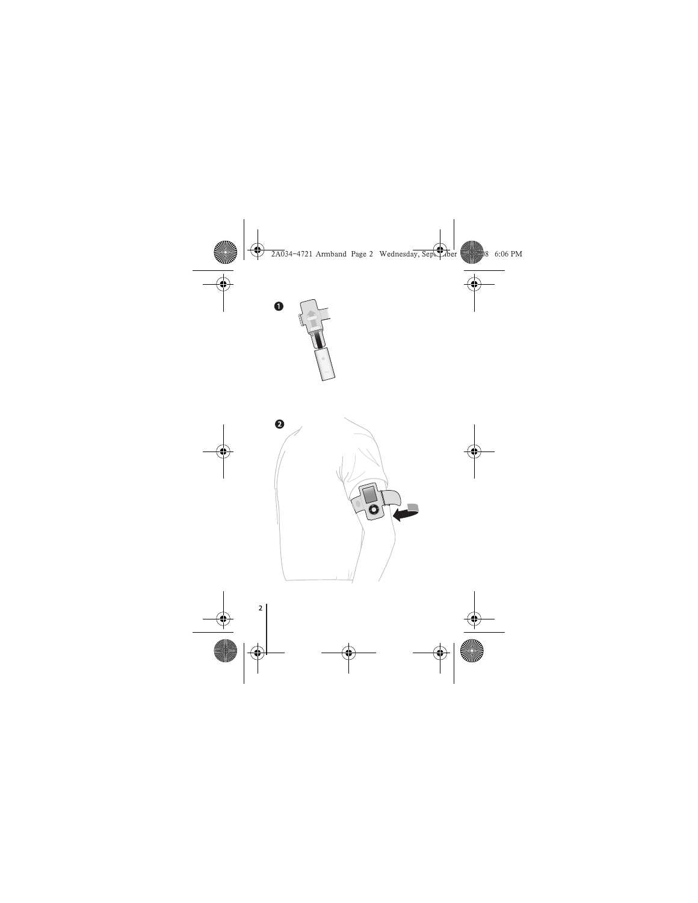1

2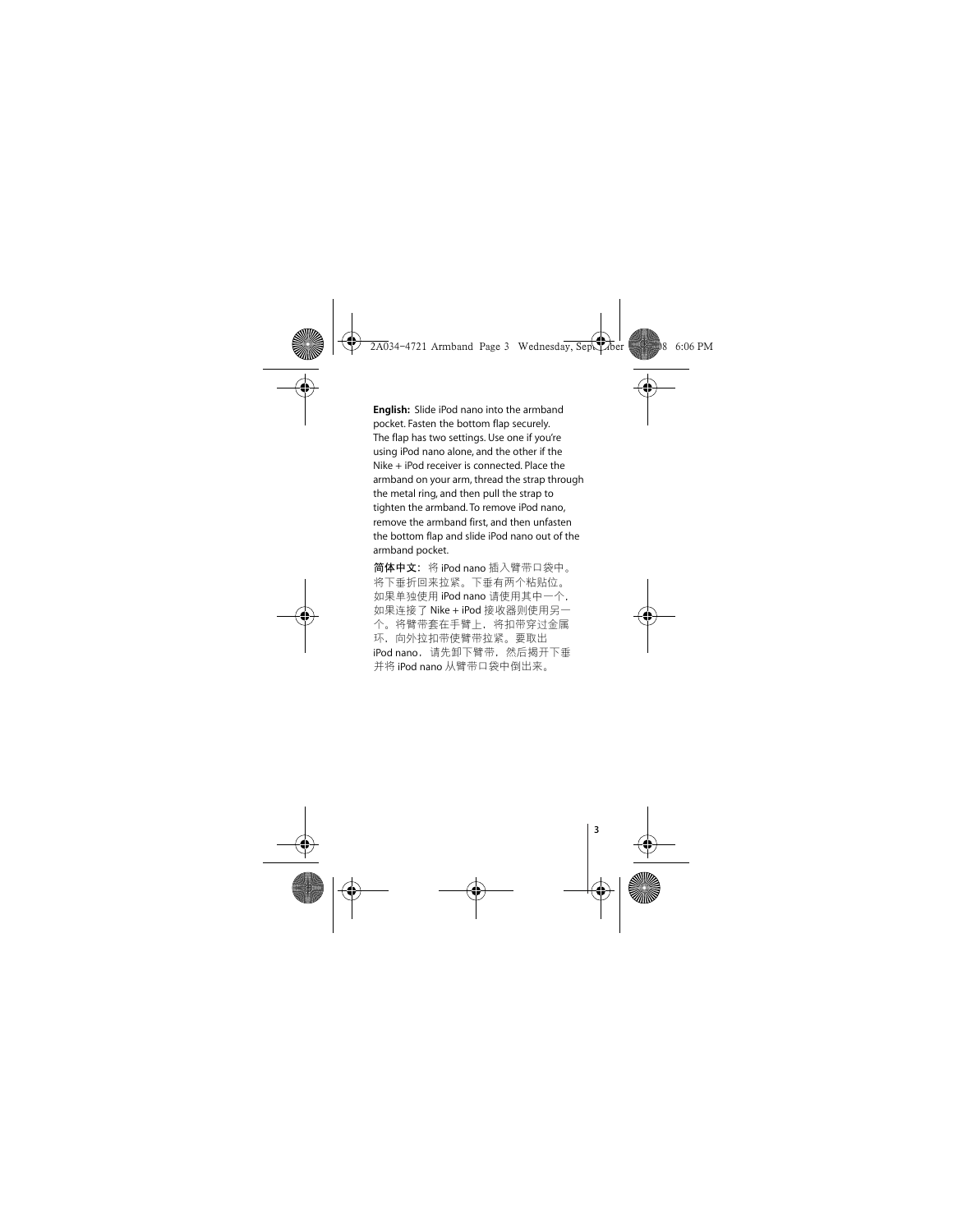**English:** Slide iPod nano into the armband pocket. Fasten the bottom flap securely. The flap has two settings. Use one if you're using iPod nano alone, and the other if the Nike + iPod receiver is connected. Place the armband on your arm, thread the strap through the metal ring, and then pull the strap to tighten the armband. To remove iPod nano, remove the armband first, and then unfasten the bottom flap and slide iPod nano out of the armband pocket.

**简体中文：** 将 iPod nano 插入臂带口袋中。将下垂折回来拉紧。下垂有两个粘贴位。如果单独使用 iPod nano 请使用其中一个，如果连接了 Nike + iPod 接收器则使用另一个。将臂带套在手臂上，将扣带穿过金属环，向外拉扣带使臂带拉紧。要取出 iPod nano，请先卸下臂带，然后揭开下垂并将 iPod nano 从臂带口袋中倒出来。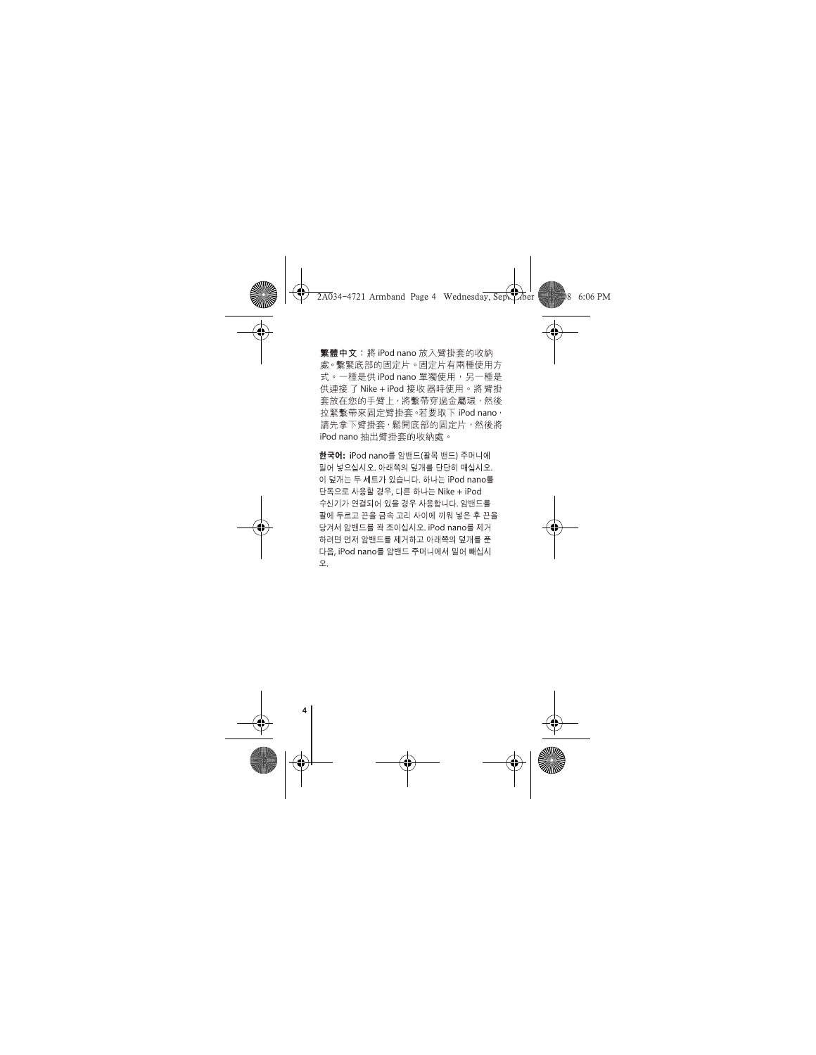**繁體中文**：將 iPod nano 放入臂掛套的收納處。繫緊底部的固定片。固定片有兩種使用方式。一種是供 iPod nano 單獨使用，另一種是供連接了 Nike + iPod 接收器時使用。將臂掛套放在您的手臂上，將繫帶穿過金屬環，然後拉緊繫帶來固定臂掛套。若要取下 iPod nano，請先拿下臂掛套，鬆開底部的固定片，然後將 iPod nano 抽出臂掛套的收納處。

**한국어:** iPod nano를 암밴드(팔목 밴드) 주머니에 밀어 넣으십시오. 아래쪽의 덮개를 단단히 매십시오. 이 덮개는 두 세트가 있습니다. 하나는 iPod nano를 단독으로 사용할 경우, 다른 하나는 Nike + iPod 수신기가 연결되어 있을 경우 사용합니다. 암밴드를 팔에 두르고 끈을 금속 고리 사이에 끼워 넣은 후 끈을 당겨서 암밴드를 꽉 조이십시오. iPod nano를 제거하려면 먼저 암밴드를 제거하고 아래쪽의 덮개를 푼 다음, iPod nano를 암밴드 주머니에서 밀어 빼십시오.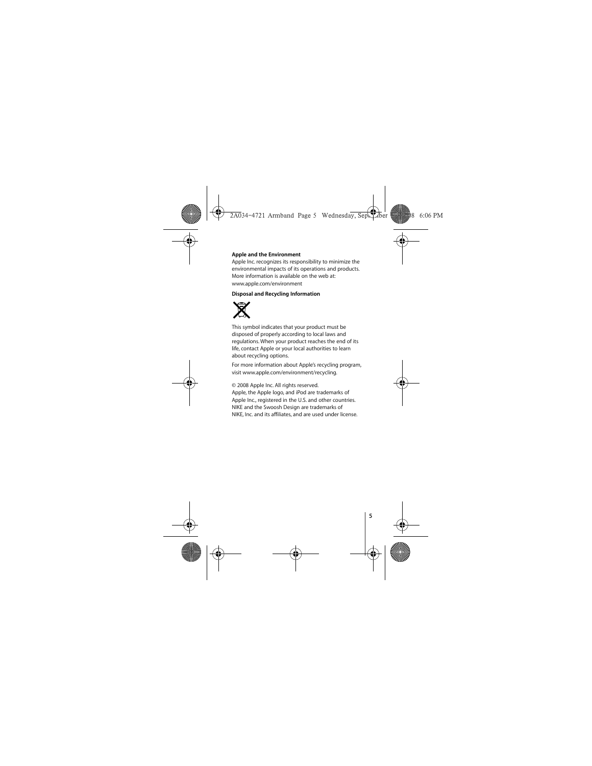**Apple and the Environment**

Apple Inc. recognizes its responsibility to minimize the environmental impacts of its operations and products. More information is available on the web at:
www.apple.com/environment

**Disposal and Recycling Information**

This symbol indicates that your product must be disposed of properly according to local laws and regulations. When your product reaches the end of its life, contact Apple or your local authorities to learn about recycling options.

For more information about Apple's recycling program, visit www.apple.com/environment/recycling.

© 2008 Apple Inc. All rights reserved.
Apple, the Apple logo, and iPod are trademarks of Apple Inc., registered in the U.S. and other countries.
NIKE and the Swoosh Design are trademarks of NIKE, Inc. and its affiliates, and are used under license.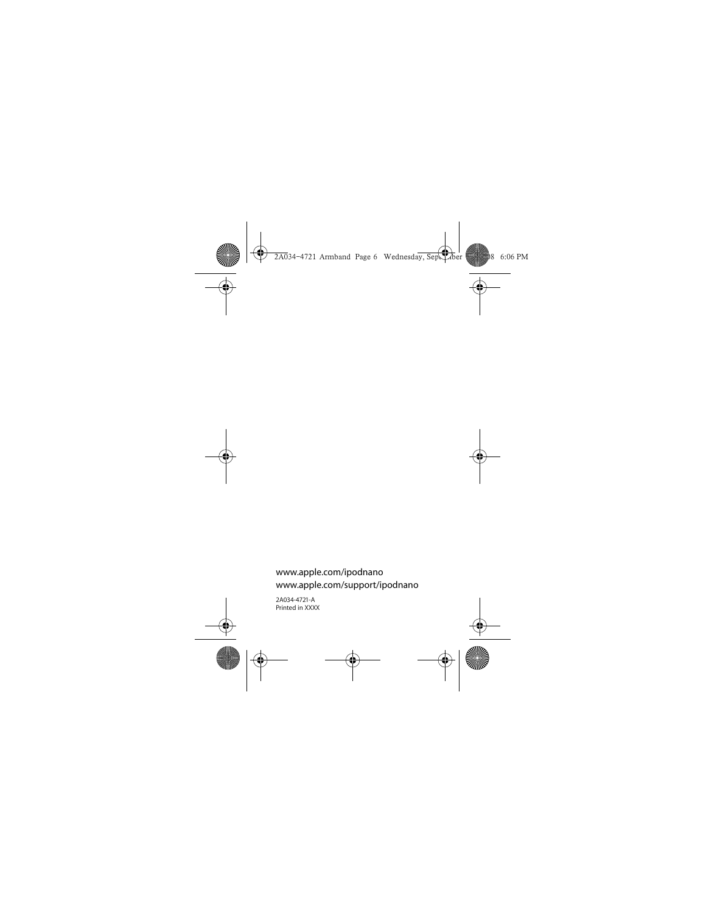www.apple.com/ipodnano
www.apple.com/support/ipodnano

2A034-4721-A
Printed in XXXX